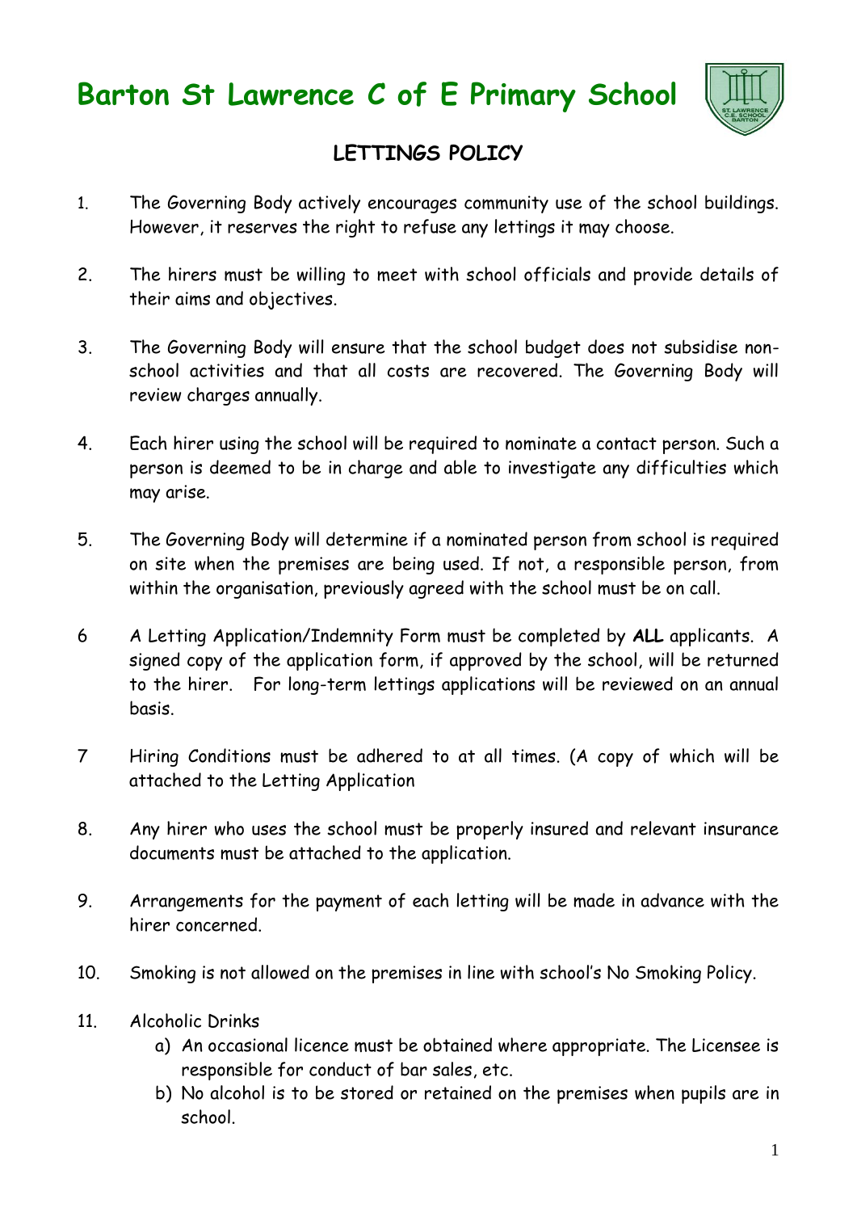# Barton St Lawrence C of E Primary School

## LETTINGS POLICY

1. The Governing Body actively encourages community use of the school buildings. However, it reserves the right to refuse any lettings it may choose.

2. The hirers must be willing to meet with school officials and provide details of their aims and objectives.

3. The Governing Body will ensure that the school budget does not subsidise non-school activities and that all costs are recovered. The Governing Body will review charges annually.

4. Each hirer using the school will be required to nominate a contact person. Such a person is deemed to be in charge and able to investigate any difficulties which may arise.

5. The Governing Body will determine if a nominated person from school is required on site when the premises are being used. If not, a responsible person, from within the organisation, previously agreed with the school must be on call.

6. A Letting Application/Indemnity Form must be completed by **ALL** applicants. A signed copy of the application form, if approved by the school, will be returned to the hirer. For long-term lettings applications will be reviewed on an annual basis.

7. Hiring Conditions must be adhered to at all times. (A copy of which will be attached to the Letting Application

8. Any hirer who uses the school must be properly insured and relevant insurance documents must be attached to the application.

9. Arrangements for the payment of each letting will be made in advance with the hirer concerned.

10. Smoking is not allowed on the premises in line with school's No Smoking Policy.

11. Alcoholic Drinks
    a) An occasional licence must be obtained where appropriate. The Licensee is responsible for conduct of bar sales, etc.
    b) No alcohol is to be stored or retained on the premises when pupils are in school.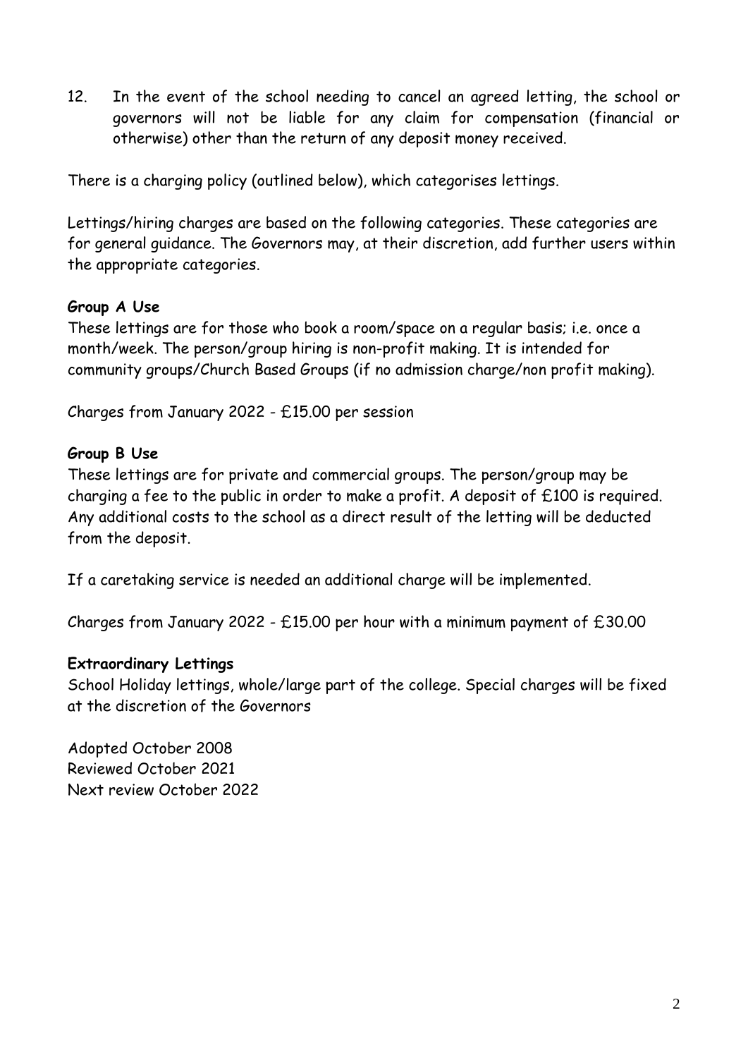12. In the event of the school needing to cancel an agreed letting, the school or governors will not be liable for any claim for compensation (financial or otherwise) other than the return of any deposit money received.

There is a charging policy (outlined below), which categorises lettings.

Lettings/hiring charges are based on the following categories. These categories are for general guidance. The Governors may, at their discretion, add further users within the appropriate categories.

**Group A Use**

These lettings are for those who book a room/space on a regular basis; i.e. once a month/week. The person/group hiring is non-profit making. It is intended for community groups/Church Based Groups (if no admission charge/non profit making).

Charges from January 2022 - £15.00 per session

**Group B Use**

These lettings are for private and commercial groups. The person/group may be charging a fee to the public in order to make a profit. A deposit of £100 is required. Any additional costs to the school as a direct result of the letting will be deducted from the deposit.

If a caretaking service is needed an additional charge will be implemented.

Charges from January 2022 - £15.00 per hour with a minimum payment of £30.00

**Extraordinary Lettings**

School Holiday lettings, whole/large part of the college. Special charges will be fixed at the discretion of the Governors

Adopted October 2008
Reviewed October 2021
Next review October 2022